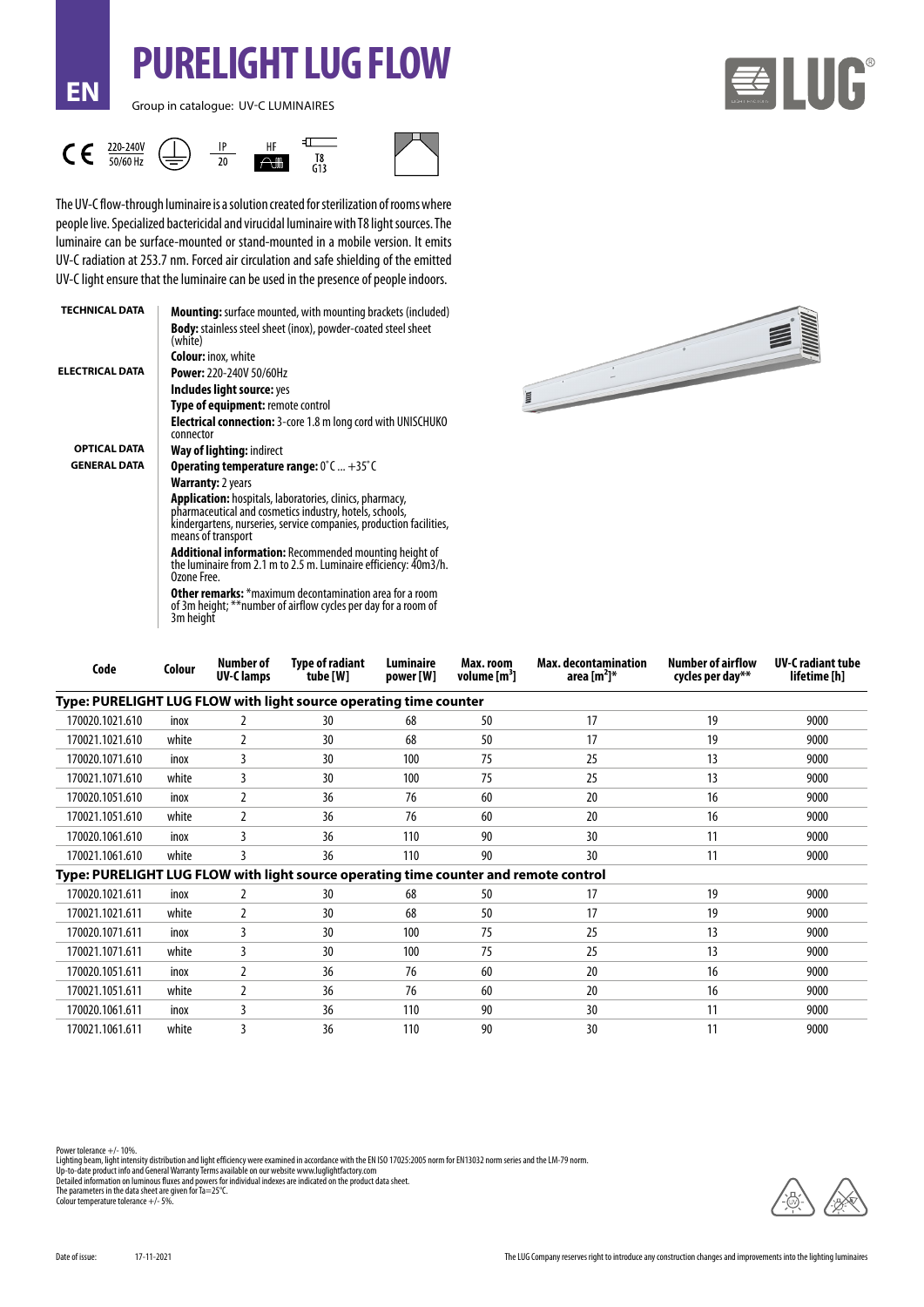# PURELIGHT LUG FLOW

EN

Group in catalogue: UV-C LUMINAIRES

220-240V 50/60 Hz IP 20 HF T8 G13

The UV-C flow-through luminaire is a solution created for sterilization of rooms where people live. Specialized bactericidal and virucidal luminaire with T8 light sources. The luminaire can be surface-mounted or stand-mounted in a mobile version. It emits UV-C radiation at 253.7 nm. Forced air circulation and safe shielding of the emitted UV-C light ensure that the luminaire can be used in the presence of people indoors.

**TECHNICAL DATA**

**Mounting:** surface mounted, with mounting brackets (included)

**Body:** stainless steel sheet (inox), powder-coated steel sheet (white)

**Colour:** inox, white

**ELECTRICAL DATA**

**Power:** 220-240V 50/60Hz

**Includes light source:** yes

**Type of equipment:** remote control

**Electrical connection:** 3-core 1.8 m long cord with UNISCHUKO connector

**OPTICAL DATA**

**Way of lighting:** indirect

**GENERAL DATA**

**Operating temperature range:** 0˚C ... +35˚C

**Warranty:** 2 years

**Application:** hospitals, laboratories, clinics, pharmacy, pharmaceutical and cosmetics industry, hotels, schools, kindergartens, nurseries, service companies, production facilities, means of transport

**Additional information:** Recommended mounting height of the luminaire from 2.1 m to 2.5 m. Luminaire efficiency: 40m3/h. Ozone Free.

**Other remarks:** *maximum decontamination area for a room of 3m height; **number of airflow cycles per day for a room of 3m height

| Code | Colour | Number of UV-C lamps | Type of radiant tube [W] | Luminaire power [W] | Max. room volume [$m^3$] | Max. decontamination area [$m^2$]* | Number of airflow cycles per day** | UV-C radiant tube lifetime [h] |
|---|---|---|---|---|---|---|---|---|
| **Type: PURELIGHT LUG FLOW with light source operating time counter** | | | | | | | | |
| 170020.1021.610 | inox | 2 | 30 | 68 | 50 | 17 | 19 | 9000 |
| 170021.1021.610 | white | 2 | 30 | 68 | 50 | 17 | 19 | 9000 |
| 170020.1071.610 | inox | 3 | 30 | 100 | 75 | 25 | 13 | 9000 |
| 170021.1071.610 | white | 3 | 30 | 100 | 75 | 25 | 13 | 9000 |
| 170020.1051.610 | inox | 2 | 36 | 76 | 60 | 20 | 16 | 9000 |
| 170021.1051.610 | white | 2 | 36 | 76 | 60 | 20 | 16 | 9000 |
| 170020.1061.610 | inox | 3 | 36 | 110 | 90 | 30 | 11 | 9000 |
| 170021.1061.610 | white | 3 | 36 | 110 | 90 | 30 | 11 | 9000 |
| **Type: PURELIGHT LUG FLOW with light source operating time counter and remote control** | | | | | | | | |
| 170020.1021.611 | inox | 2 | 30 | 68 | 50 | 17 | 19 | 9000 |
| 170021.1021.611 | white | 2 | 30 | 68 | 50 | 17 | 19 | 9000 |
| 170020.1071.611 | inox | 3 | 30 | 100 | 75 | 25 | 13 | 9000 |
| 170021.1071.611 | white | 3 | 30 | 100 | 75 | 25 | 13 | 9000 |
| 170020.1051.611 | inox | 2 | 36 | 76 | 60 | 20 | 16 | 9000 |
| 170021.1051.611 | white | 2 | 36 | 76 | 60 | 20 | 16 | 9000 |
| 170020.1061.611 | inox | 3 | 36 | 110 | 90 | 30 | 11 | 9000 |
| 170021.1061.611 | white | 3 | 36 | 110 | 90 | 30 | 11 | 9000 |

Power tolerance +/- 10%.
Lighting beam, light intensity distribution and light efficiency were examined in accordance with the EN ISO 17025:2005 norm for EN13032 norm series and the LM-79 norm.
Up-to-date product info and General Warranty Terms available on our website www.luglightfactory.com
Detailed information on luminous fluxes and powers for individual indexes are indicated on the product data sheet.
The parameters in the data sheet are given for Ta=25°C.
Colour temperature tolerance +/- 5%.

Date of issue: 17-11-2021

The LUG Company reserves right to introduce any construction changes and improvements into the lighting luminaires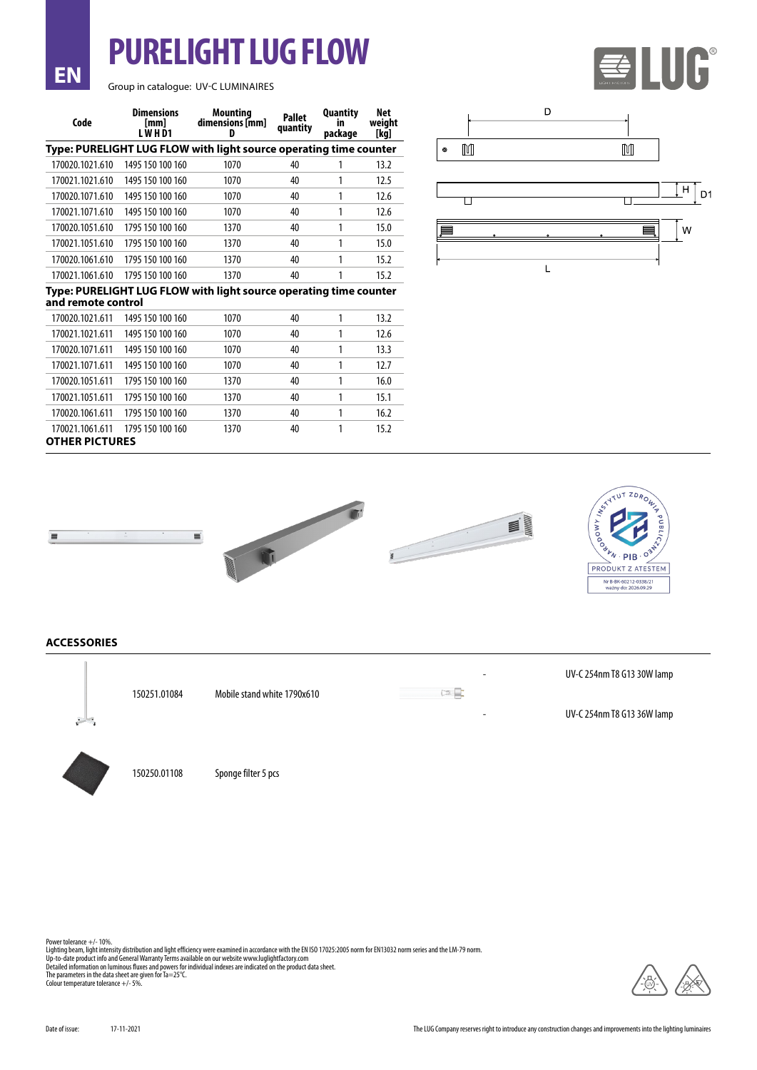# PURELIGHT LUG FLOW

Group in catalogue: UV-C LUMINAIRES

| Code | Dimensions [mm] L W H D1 | Mounting dimensions [mm] D | Pallet quantity | Quantity in package | Net weight [kg] |
|---|---|---|---|---|---|
| **Type: PURELIGHT LUG FLOW with light source operating time counter** | | | | | |
| 170020.1021.610 | 1495 150 100 160 | 1070 | 40 | 1 | 13.2 |
| 170021.1021.610 | 1495 150 100 160 | 1070 | 40 | 1 | 12.5 |
| 170020.1071.610 | 1495 150 100 160 | 1070 | 40 | 1 | 12.6 |
| 170021.1071.610 | 1495 150 100 160 | 1070 | 40 | 1 | 12.6 |
| 170020.1051.610 | 1795 150 100 160 | 1370 | 40 | 1 | 15.0 |
| 170021.1051.610 | 1795 150 100 160 | 1370 | 40 | 1 | 15.0 |
| 170020.1061.610 | 1795 150 100 160 | 1370 | 40 | 1 | 15.2 |
| 170021.1061.610 | 1795 150 100 160 | 1370 | 40 | 1 | 15.2 |
| **Type: PURELIGHT LUG FLOW with light source operating time counter and remote control** | | | | | |
| 170020.1021.611 | 1495 150 100 160 | 1070 | 40 | 1 | 13.2 |
| 170021.1021.611 | 1495 150 100 160 | 1070 | 40 | 1 | 12.6 |
| 170020.1071.611 | 1495 150 100 160 | 1070 | 40 | 1 | 13.3 |
| 170021.1071.611 | 1495 150 100 160 | 1070 | 40 | 1 | 12.7 |
| 170020.1051.611 | 1795 150 100 160 | 1370 | 40 | 1 | 16.0 |
| 170021.1051.611 | 1795 150 100 160 | 1370 | 40 | 1 | 15.1 |
| 170020.1061.611 | 1795 150 100 160 | 1370 | 40 | 1 | 16.2 |
| 170021.1061.611 | 1795 150 100 160 | 1370 | 40 | 1 | 15.2 |

D

H

D1

W

L

## OTHER PICTURES

NARODOWY INSTYTUT ZDROWIA PUBLICZNEGO · PIB ·

PRODUKT Z ATESTEM

Nr B-BK-60212-0338/21
ważny do: 2026.09.29

## ACCESSORIES

| | | |
|---|---|---|
| 150251.01084 | Mobile stand white 1790x610 | |
| - | UV-C 254nm T8 G13 30W lamp | |
| - | UV-C 254nm T8 G13 36W lamp | |
| 150250.01108 | Sponge filter 5 pcs | |

Power tolerance +/- 10%.
Lighting beam, light intensity distribution and light efficiency were examined in accordance with the EN ISO 17025:2005 norm for EN13032 norm series and the LM-79 norm.
Up-to-date product info and General Warranty Terms available on our website www.luglightfactory.com
Detailed information on luminous fluxes and powers for individual indexes are indicated on the product data sheet.
The parameters in the data sheet are given for Ta=25℃.
Colour temperature tolerance +/- 5%.

Date of issue: 17-11-2021

The LUG Company reserves right to introduce any construction changes and improvements into the lighting luminaires